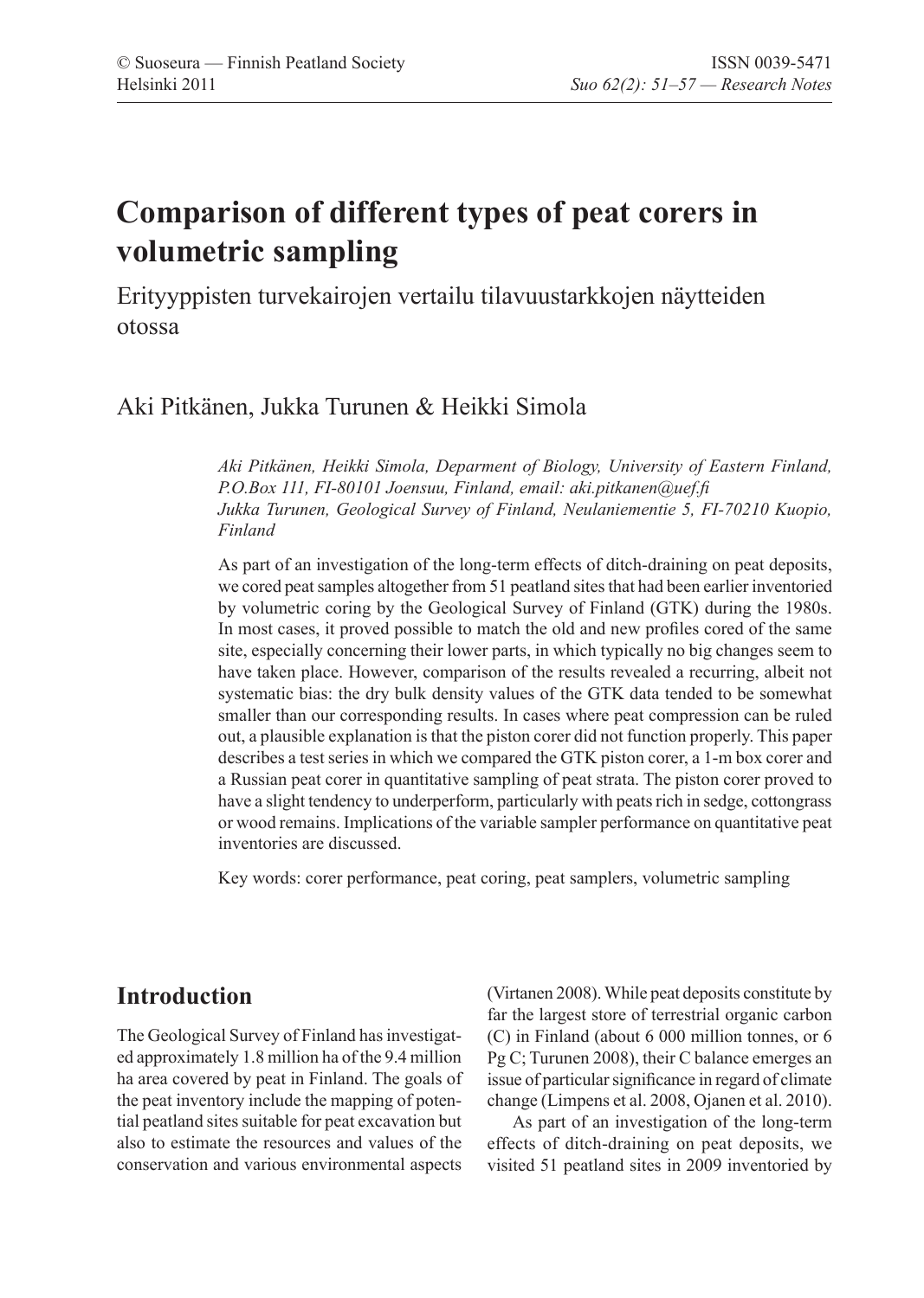# Comparison of different types of peat corers in volumetric sampling

Erityyppisten turvekairojen vertailu tilavuustarkkojen näytteiden otossa

## Aki Pitkänen, Jukka Turunen & Heikki Simola

*Aki Pitkänen, Heikki Simola, Deparment of Biology, University of Eastern Finland, P.O.Box 111, FI-80101 Joensuu, Finland, email: aki.pitkanen@uef.fi*
*Jukka Turunen, Geological Survey of Finland, Neulaniementie 5, FI-70210 Kuopio, Finland*

As part of an investigation of the long-term effects of ditch-draining on peat deposits, we cored peat samples altogether from 51 peatland sites that had been earlier inventoried by volumetric coring by the Geological Survey of Finland (GTK) during the 1980s. In most cases, it proved possible to match the old and new profiles cored of the same site, especially concerning their lower parts, in which typically no big changes seem to have taken place. However, comparison of the results revealed a recurring, albeit not systematic bias: the dry bulk density values of the GTK data tended to be somewhat smaller than our corresponding results. In cases where peat compression can be ruled out, a plausible explanation is that the piston corer did not function properly. This paper describes a test series in which we compared the GTK piston corer, a 1-m box corer and a Russian peat corer in quantitative sampling of peat strata. The piston corer proved to have a slight tendency to underperform, particularly with peats rich in sedge, cottongrass or wood remains. Implications of the variable sampler performance on quantitative peat inventories are discussed.

Key words: corer performance, peat coring, peat samplers, volumetric sampling

## Introduction

The Geological Survey of Finland has investigated approximately 1.8 million ha of the 9.4 million ha area covered by peat in Finland. The goals of the peat inventory include the mapping of potential peatland sites suitable for peat excavation but also to estimate the resources and values of the conservation and various environmental aspects (Virtanen 2008). While peat deposits constitute by far the largest store of terrestrial organic carbon (C) in Finland (about 6 000 million tonnes, or 6 Pg C; Turunen 2008), their C balance emerges an issue of particular significance in regard of climate change (Limpens et al. 2008, Ojanen et al. 2010).

As part of an investigation of the long-term effects of ditch-draining on peat deposits, we visited 51 peatland sites in 2009 inventoried by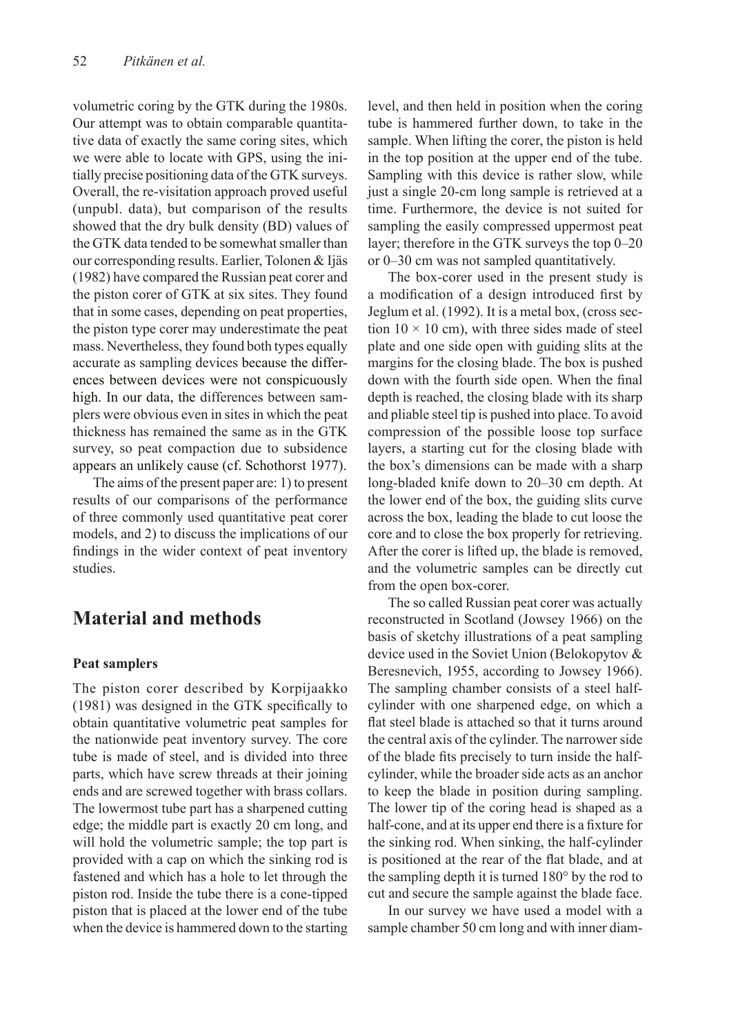volumetric coring by the GTK during the 1980s. Our attempt was to obtain comparable quantitative data of exactly the same coring sites, which we were able to locate with GPS, using the initially precise positioning data of the GTK surveys. Overall, the re-visitation approach proved useful (unpubl. data), but comparison of the results showed that the dry bulk density (BD) values of the GTK data tended to be somewhat smaller than our corresponding results. Earlier, Tolonen & Ijäs (1982) have compared the Russian peat corer and the piston corer of GTK at six sites. They found that in some cases, depending on peat properties, the piston type corer may underestimate the peat mass. Nevertheless, they found both types equally accurate as sampling devices because the differences between devices were not conspicuously high. In our data, the differences between samplers were obvious even in sites in which the peat thickness has remained the same as in the GTK survey, so peat compaction due to subsidence appears an unlikely cause (cf. Schothorst 1977).

The aims of the present paper are: 1) to present results of our comparisons of the performance of three commonly used quantitative peat corer models, and 2) to discuss the implications of our findings in the wider context of peat inventory studies.

## Material and methods

### Peat samplers

The piston corer described by Korpijaakko (1981) was designed in the GTK specifically to obtain quantitative volumetric peat samples for the nationwide peat inventory survey. The core tube is made of steel, and is divided into three parts, which have screw threads at their joining ends and are screwed together with brass collars. The lowermost tube part has a sharpened cutting edge; the middle part is exactly 20 cm long, and will hold the volumetric sample; the top part is provided with a cap on which the sinking rod is fastened and which has a hole to let through the piston rod. Inside the tube there is a cone-tipped piston that is placed at the lower end of the tube when the device is hammered down to the starting level, and then held in position when the coring tube is hammered further down, to take in the sample. When lifting the corer, the piston is held in the top position at the upper end of the tube. Sampling with this device is rather slow, while just a single 20-cm long sample is retrieved at a time. Furthermore, the device is not suited for sampling the easily compressed uppermost peat layer; therefore in the GTK surveys the top 0–20 or 0–30 cm was not sampled quantitatively.

The box-corer used in the present study is a modification of a design introduced first by Jeglum et al. (1992). It is a metal box, (cross section 10 × 10 cm), with three sides made of steel plate and one side open with guiding slits at the margins for the closing blade. The box is pushed down with the fourth side open. When the final depth is reached, the closing blade with its sharp and pliable steel tip is pushed into place. To avoid compression of the possible loose top surface layers, a starting cut for the closing blade with the box's dimensions can be made with a sharp long-bladed knife down to 20–30 cm depth. At the lower end of the box, the guiding slits curve across the box, leading the blade to cut loose the core and to close the box properly for retrieving. After the corer is lifted up, the blade is removed, and the volumetric samples can be directly cut from the open box-corer.

The so called Russian peat corer was actually reconstructed in Scotland (Jowsey 1966) on the basis of sketchy illustrations of a peat sampling device used in the Soviet Union (Belokopytov & Beresnevich, 1955, according to Jowsey 1966). The sampling chamber consists of a steel half-cylinder with one sharpened edge, on which a flat steel blade is attached so that it turns around the central axis of the cylinder. The narrower side of the blade fits precisely to turn inside the half-cylinder, while the broader side acts as an anchor to keep the blade in position during sampling. The lower tip of the coring head is shaped as a half-cone, and at its upper end there is a fixture for the sinking rod. When sinking, the half-cylinder is positioned at the rear of the flat blade, and at the sampling depth it is turned 180° by the rod to cut and secure the sample against the blade face.

In our survey we have used a model with a sample chamber 50 cm long and with inner diam-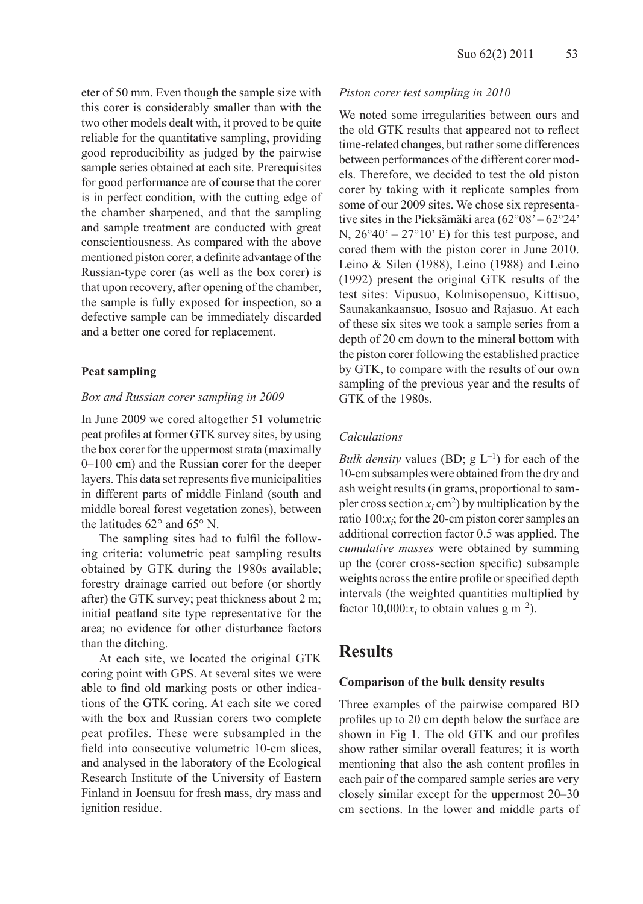eter of 50 mm. Even though the sample size with this corer is considerably smaller than with the two other models dealt with, it proved to be quite reliable for the quantitative sampling, providing good reproducibility as judged by the pairwise sample series obtained at each site. Prerequisites for good performance are of course that the corer is in perfect condition, with the cutting edge of the chamber sharpened, and that the sampling and sample treatment are conducted with great conscientiousness. As compared with the above mentioned piston corer, a definite advantage of the Russian-type corer (as well as the box corer) is that upon recovery, after opening of the chamber, the sample is fully exposed for inspection, so a defective sample can be immediately discarded and a better one cored for replacement.

### Peat sampling

*Box and Russian corer sampling in 2009*

In June 2009 we cored altogether 51 volumetric peat profiles at former GTK survey sites, by using the box corer for the uppermost strata (maximally 0–100 cm) and the Russian corer for the deeper layers. This data set represents five municipalities in different parts of middle Finland (south and middle boreal forest vegetation zones), between the latitudes 62° and 65° N.

The sampling sites had to fulfil the following criteria: volumetric peat sampling results obtained by GTK during the 1980s available; forestry drainage carried out before (or shortly after) the GTK survey; peat thickness about 2 m; initial peatland site type representative for the area; no evidence for other disturbance factors than the ditching.

At each site, we located the original GTK coring point with GPS. At several sites we were able to find old marking posts or other indications of the GTK coring. At each site we cored with the box and Russian corers two complete peat profiles. These were subsampled in the field into consecutive volumetric 10-cm slices, and analysed in the laboratory of the Ecological Research Institute of the University of Eastern Finland in Joensuu for fresh mass, dry mass and ignition residue.

*Piston corer test sampling in 2010*

We noted some irregularities between ours and the old GTK results that appeared not to reflect time-related changes, but rather some differences between performances of the different corer models. Therefore, we decided to test the old piston corer by taking with it replicate samples from some of our 2009 sites. We chose six representative sites in the Pieksämäki area (62°08' – 62°24' N, 26°40' – 27°10' E) for this test purpose, and cored them with the piston corer in June 2010. Leino & Silen (1988), Leino (1988) and Leino (1992) present the original GTK results of the test sites: Vipusuo, Kolmisopensuo, Kittisuo, Saunakankaansuo, Isosuo and Rajasuo. At each of these six sites we took a sample series from a depth of 20 cm down to the mineral bottom with the piston corer following the established practice by GTK, to compare with the results of our own sampling of the previous year and the results of GTK of the 1980s.

*Calculations*

*Bulk density* values (BD; g $L^{-1}$) for each of the 10-cm subsamples were obtained from the dry and ash weight results (in grams, proportional to sampler cross section $x_i$ $cm^2$) by multiplication by the ratio $100{:}x_i$; for the 20-cm piston corer samples an additional correction factor 0.5 was applied. The *cumulative masses* were obtained by summing up the (corer cross-section specific) subsample weights across the entire profile or specified depth intervals (the weighted quantities multiplied by factor $10{,}000{:}x_i$ to obtain values g $m^{-2}$).

## Results

### Comparison of the bulk density results

Three examples of the pairwise compared BD profiles up to 20 cm depth below the surface are shown in Fig 1. The old GTK and our profiles show rather similar overall features; it is worth mentioning that also the ash content profiles in each pair of the compared sample series are very closely similar except for the uppermost 20–30 cm sections. In the lower and middle parts of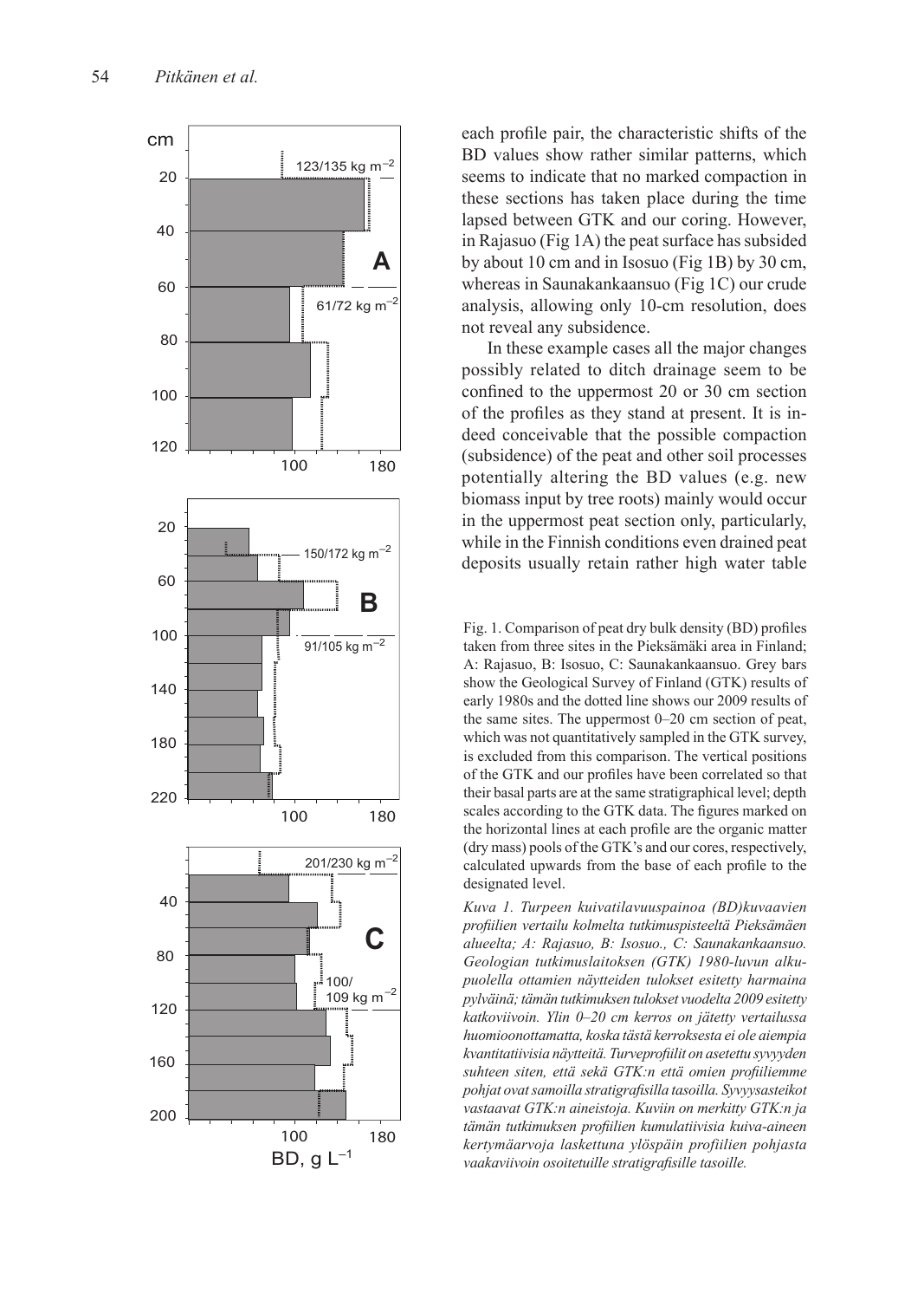each profile pair, the characteristic shifts of the BD values show rather similar patterns, which seems to indicate that no marked compaction in these sections has taken place during the time lapsed between GTK and our coring. However, in Rajasuo (Fig 1A) the peat surface has subsided by about 10 cm and in Isosuo (Fig 1B) by 30 cm, whereas in Saunakankaansuo (Fig 1C) our crude analysis, allowing only 10-cm resolution, does not reveal any subsidence.

In these example cases all the major changes possibly related to ditch drainage seem to be confined to the uppermost 20 or 30 cm section of the profiles as they stand at present. It is indeed conceivable that the possible compaction (subsidence) of the peat and other soil processes potentially altering the BD values (e.g. new biomass input by tree roots) mainly would occur in the uppermost peat section only, particularly, while in the Finnish conditions even drained peat deposits usually retain rather high water table

Fig. 1. Comparison of peat dry bulk density (BD) profiles taken from three sites in the Pieksämäki area in Finland; A: Rajasuo, B: Isosuo, C: Saunakankaansuo. Grey bars show the Geological Survey of Finland (GTK) results of early 1980s and the dotted line shows our 2009 results of the same sites. The uppermost 0–20 cm section of peat, which was not quantitatively sampled in the GTK survey, is excluded from this comparison. The vertical positions of the GTK and our profiles have been correlated so that their basal parts are at the same stratigraphical level; depth scales according to the GTK data. The figures marked on the horizontal lines at each profile are the organic matter (dry mass) pools of the GTK's and our cores, respectively, calculated upwards from the base of each profile to the designated level.

*Kuva 1. Turpeen kuivatilavuuspainoa (BD)kuvaavien profiilien vertailu kolmelta tutkimuspisteeltä Pieksämäen alueelta; A: Rajasuo, B: Isosuo., C: Saunakankaansuo. Geologian tutkimuslaitoksen (GTK) 1980-luvun alkupuolella ottamien näytteiden tulokset esitetty harmaina pylväinä; tämän tutkimuksen tulokset vuodelta 2009 esitetty katkoviivoin. Ylin 0–20 cm kerros on jätetty vertailussa huomioonottamatta, koska tästä kerroksesta ei ole aiempia kvantitatiivisia näytteitä. Turveprofiilit on asetettu syvyyden suhteen siten, että sekä GTK:n että omien profiiliemme pohjat ovat samoilla stratigrafisilla tasoilla. Syvyysasteikot vastaavat GTK:n aineistoja. Kuviin on merkitty GTK:n ja tämän tutkimuksen profiilien kumulatiivisia kuiva-aineen kertymäarvoja laskettuna ylöspäin profiilien pohjasta vaakaviivoin osoitetuille stratigrafisille tasoille.*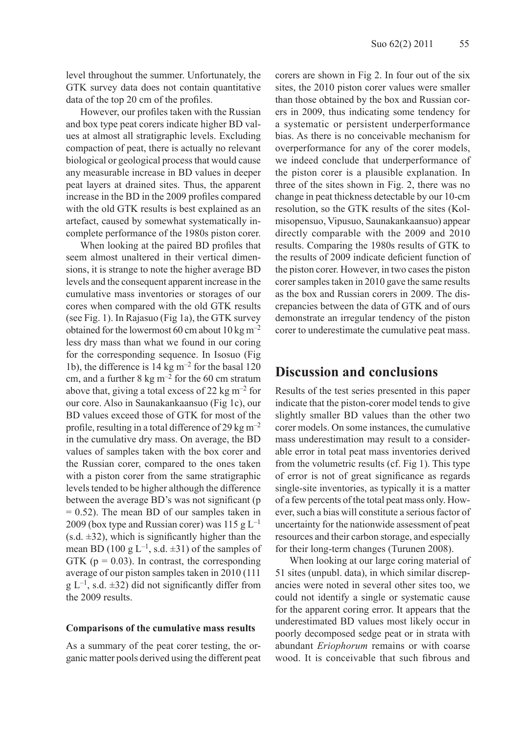level throughout the summer. Unfortunately, the GTK survey data does not contain quantitative data of the top 20 cm of the profiles.

However, our profiles taken with the Russian and box type peat corers indicate higher BD values at almost all stratigraphic levels. Excluding compaction of peat, there is actually no relevant biological or geological process that would cause any measurable increase in BD values in deeper peat layers at drained sites. Thus, the apparent increase in the BD in the 2009 profiles compared with the old GTK results is best explained as an artefact, caused by somewhat systematically incomplete performance of the 1980s piston corer.

When looking at the paired BD profiles that seem almost unaltered in their vertical dimensions, it is strange to note the higher average BD levels and the consequent apparent increase in the cumulative mass inventories or storages of our cores when compared with the old GTK results (see Fig. 1). In Rajasuo (Fig 1a), the GTK survey obtained for the lowermost 60 cm about 10 kg m$^{-2}$ less dry mass than what we found in our coring for the corresponding sequence. In Isosuo (Fig 1b), the difference is 14 kg m$^{-2}$ for the basal 120 cm, and a further 8 kg m$^{-2}$ for the 60 cm stratum above that, giving a total excess of 22 kg m$^{-2}$ for our core. Also in Saunakankaansuo (Fig 1c), our BD values exceed those of GTK for most of the profile, resulting in a total difference of 29 kg m$^{-2}$ in the cumulative dry mass. On average, the BD values of samples taken with the box corer and the Russian corer, compared to the ones taken with a piston corer from the same stratigraphic levels tended to be higher although the difference between the average BD's was not significant ($p = 0.52$). The mean BD of our samples taken in 2009 (box type and Russian corer) was 115 g L$^{-1}$ (s.d. ±32), which is significantly higher than the mean BD (100 g L$^{-1}$, s.d. ±31) of the samples of GTK ($p = 0.03$). In contrast, the corresponding average of our piston samples taken in 2010 (111 g L$^{-1}$, s.d. ±32) did not significantly differ from the 2009 results.

#### Comparisons of the cumulative mass results

As a summary of the peat corer testing, the organic matter pools derived using the different peat corers are shown in Fig 2. In four out of the six sites, the 2010 piston corer values were smaller than those obtained by the box and Russian corers in 2009, thus indicating some tendency for a systematic or persistent underperformance bias. As there is no conceivable mechanism for overperformance for any of the corer models, we indeed conclude that underperformance of the piston corer is a plausible explanation. In three of the sites shown in Fig. 2, there was no change in peat thickness detectable by our 10-cm resolution, so the GTK results of the sites (Kolmisopensuo, Vipusuo, Saunakankaansuo) appear directly comparable with the 2009 and 2010 results. Comparing the 1980s results of GTK to the results of 2009 indicate deficient function of the piston corer. However, in two cases the piston corer samples taken in 2010 gave the same results as the box and Russian corers in 2009. The discrepancies between the data of GTK and of ours demonstrate an irregular tendency of the piston corer to underestimate the cumulative peat mass.

## Discussion and conclusions

Results of the test series presented in this paper indicate that the piston-corer model tends to give slightly smaller BD values than the other two corer models. On some instances, the cumulative mass underestimation may result to a considerable error in total peat mass inventories derived from the volumetric results (cf. Fig 1). This type of error is not of great significance as regards single-site inventories, as typically it is a matter of a few percents of the total peat mass only. However, such a bias will constitute a serious factor of uncertainty for the nationwide assessment of peat resources and their carbon storage, and especially for their long-term changes (Turunen 2008).

When looking at our large coring material of 51 sites (unpubl. data), in which similar discrepancies were noted in several other sites too, we could not identify a single or systematic cause for the apparent coring error. It appears that the underestimated BD values most likely occur in poorly decomposed sedge peat or in strata with abundant *Eriophorum* remains or with coarse wood. It is conceivable that such fibrous and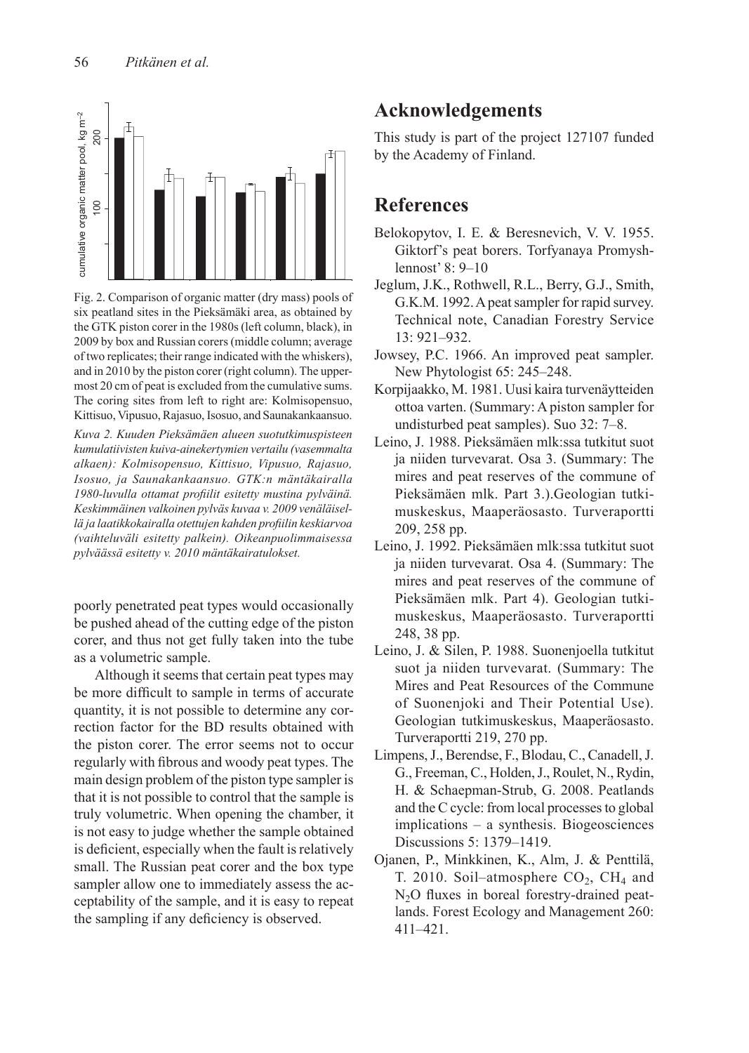Fig. 2. Comparison of organic matter (dry mass) pools of six peatland sites in the Pieksämäki area, as obtained by the GTK piston corer in the 1980s (left column, black), in 2009 by box and Russian corers (middle column; average of two replicates; their range indicated with the whiskers), and in 2010 by the piston corer (right column). The uppermost 20 cm of peat is excluded from the cumulative sums. The coring sites from left to right are: Kolmisopensuo, Kittisuo, Vipusuo, Rajasuo, Isosuo, and Saunakankaansuo.

*Kuva 2. Kuuden Pieksämäen alueen suotutkimuspisteen kumulatiivisten kuiva-ainekertymien vertailu (vasemmalta alkaen): Kolmisopensuo, Kittisuo, Vipusuo, Rajasuo, Isosuo, ja Saunakankaansuo. GTK:n mäntäkairalla 1980-luvulla ottamat profiilit esitetty mustina pylväinä. Keskimmäinen valkoinen pylväs kuvaa v. 2009 venäläisellä ja laatikkokairalla otettujen kahden profiilin keskiarvoa (vaihteluväli esitetty palkein). Oikeanpuolimmaisessa pylväässä esitetty v. 2010 mäntäkairatulokset.*

poorly penetrated peat types would occasionally be pushed ahead of the cutting edge of the piston corer, and thus not get fully taken into the tube as a volumetric sample.

Although it seems that certain peat types may be more difficult to sample in terms of accurate quantity, it is not possible to determine any correction factor for the BD results obtained with the piston corer. The error seems not to occur regularly with fibrous and woody peat types. The main design problem of the piston type sampler is that it is not possible to control that the sample is truly volumetric. When opening the chamber, it is not easy to judge whether the sample obtained is deficient, especially when the fault is relatively small. The Russian peat corer and the box type sampler allow one to immediately assess the acceptability of the sample, and it is easy to repeat the sampling if any deficiency is observed.

## Acknowledgements

This study is part of the project 127107 funded by the Academy of Finland.

## References

Belokopytov, I. E. & Beresnevich, V. V. 1955. Giktorf's peat borers. Torfyanaya Promyshlennost' 8: 9–10

Jeglum, J.K., Rothwell, R.L., Berry, G.J., Smith, G.K.M. 1992. A peat sampler for rapid survey. Technical note, Canadian Forestry Service 13: 921–932.

Jowsey, P.C. 1966. An improved peat sampler. New Phytologist 65: 245–248.

Korpijaakko, M. 1981. Uusi kaira turvenäytteiden ottoa varten. (Summary: A piston sampler for undisturbed peat samples). Suo 32: 7–8.

Leino, J. 1988. Pieksämäen mlk:ssa tutkitut suot ja niiden turvevarat. Osa 3. (Summary: The mires and peat reserves of the commune of Pieksämäen mlk. Part 3.).Geologian tutkimuskeskus, Maaperäosasto. Turveraportti 209, 258 pp.

Leino, J. 1992. Pieksämäen mlk:ssa tutkitut suot ja niiden turvevarat. Osa 4. (Summary: The mires and peat reserves of the commune of Pieksämäen mlk. Part 4). Geologian tutkimuskeskus, Maaperäosasto. Turveraportti 248, 38 pp.

Leino, J. & Silen, P. 1988. Suonenjoella tutkitut suot ja niiden turvevarat. (Summary: The Mires and Peat Resources of the Commune of Suonenjoki and Their Potential Use). Geologian tutkimuskeskus, Maaperäosasto. Turveraportti 219, 270 pp.

Limpens, J., Berendse, F., Blodau, C., Canadell, J. G., Freeman, C., Holden, J., Roulet, N., Rydin, H. & Schaepman-Strub, G. 2008. Peatlands and the C cycle: from local processes to global implications – a synthesis. Biogeosciences Discussions 5: 1379–1419.

Ojanen, P., Minkkinen, K., Alm, J. & Penttilä, T. 2010. Soil–atmosphere $CO_2$, $CH_4$ and $N_2O$ fluxes in boreal forestry-drained peatlands. Forest Ecology and Management 260: 411–421.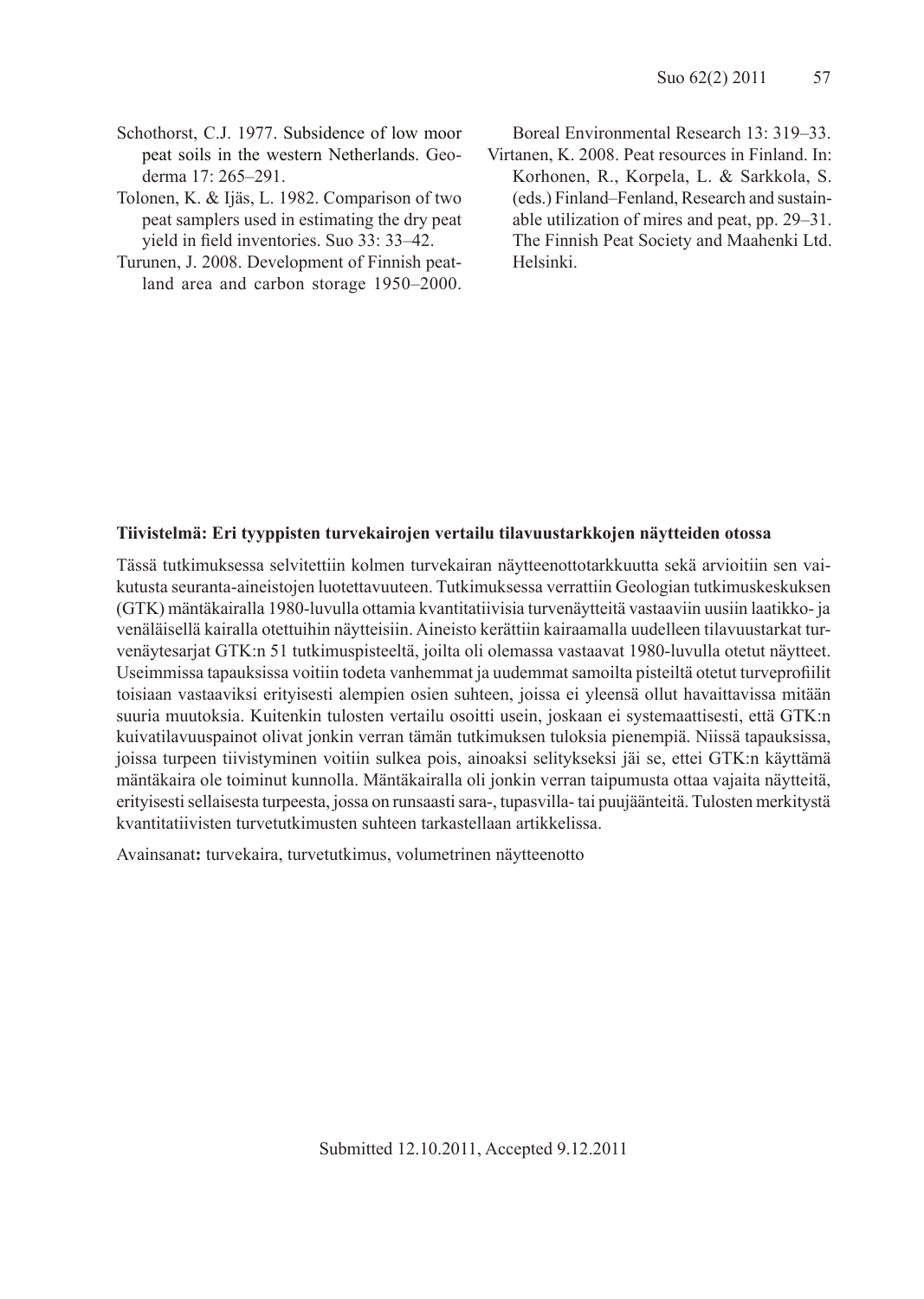Schothorst, C.J. 1977. Subsidence of low moor peat soils in the western Netherlands. Geoderma 17: 265–291.

Tolonen, K. & Ijäs, L. 1982. Comparison of two peat samplers used in estimating the dry peat yield in field inventories. Suo 33: 33–42.

Turunen, J. 2008. Development of Finnish peatland area and carbon storage 1950–2000. Boreal Environmental Research 13: 319–33.

Virtanen, K. 2008. Peat resources in Finland. In: Korhonen, R., Korpela, L. & Sarkkola, S. (eds.) Finland–Fenland, Research and sustainable utilization of mires and peat, pp. 29–31. The Finnish Peat Society and Maahenki Ltd. Helsinki.

**Tiivistelmä: Eri tyyppisten turvekairojen vertailu tilavuustarkkojen näytteiden otossa**

Tässä tutkimuksessa selvitettiin kolmen turvekairan näytteenottotarkkuutta sekä arvioitiin sen vaikutusta seuranta-aineistojen luotettavuuteen. Tutkimuksessa verrattiin Geologian tutkimuskeskuksen (GTK) mäntäkairalla 1980-luvulla ottamia kvantitatiivisia turvenäytteitä vastaaviin uusiin laatikko- ja venäläisellä kairalla otettuihin näytteisiin. Aineisto kerättiin kairaamalla uudelleen tilavuustarkat turvenäytesarjat GTK:n 51 tutkimuspisteeltä, joilta oli olemassa vastaavat 1980-luvulla otetut näytteet. Useimmissa tapauksissa voitiin todeta vanhemmat ja uudemmat samoilta pisteiltä otetut turveprofiilit toisiaan vastaaviksi erityisesti alempien osien suhteen, joissa ei yleensä ollut havaittavissa mitään suuria muutoksia. Kuitenkin tulosten vertailu osoitti usein, joskaan ei systemaattisesti, että GTK:n kuivatilavuuspainot olivat jonkin verran tämän tutkimuksen tuloksia pienempiä. Niissä tapauksissa, joissa turpeen tiivistyminen voitiin sulkea pois, ainoaksi selitykseksi jäi se, ettei GTK:n käyttämä mäntäkaira ole toiminut kunnolla. Mäntäkairalla oli jonkin verran taipumusta ottaa vajaita näytteitä, erityisesti sellaisesta turpeesta, jossa on runsaasti sara-, tupasvilla- tai puujäänteitä. Tulosten merkitystä kvantitatiivisten turvetutkimusten suhteen tarkastellaan artikkelissa.

Avainsanat**:** turvekaira, turvetutkimus, volumetrinen näytteenotto

Submitted 12.10.2011, Accepted 9.12.2011